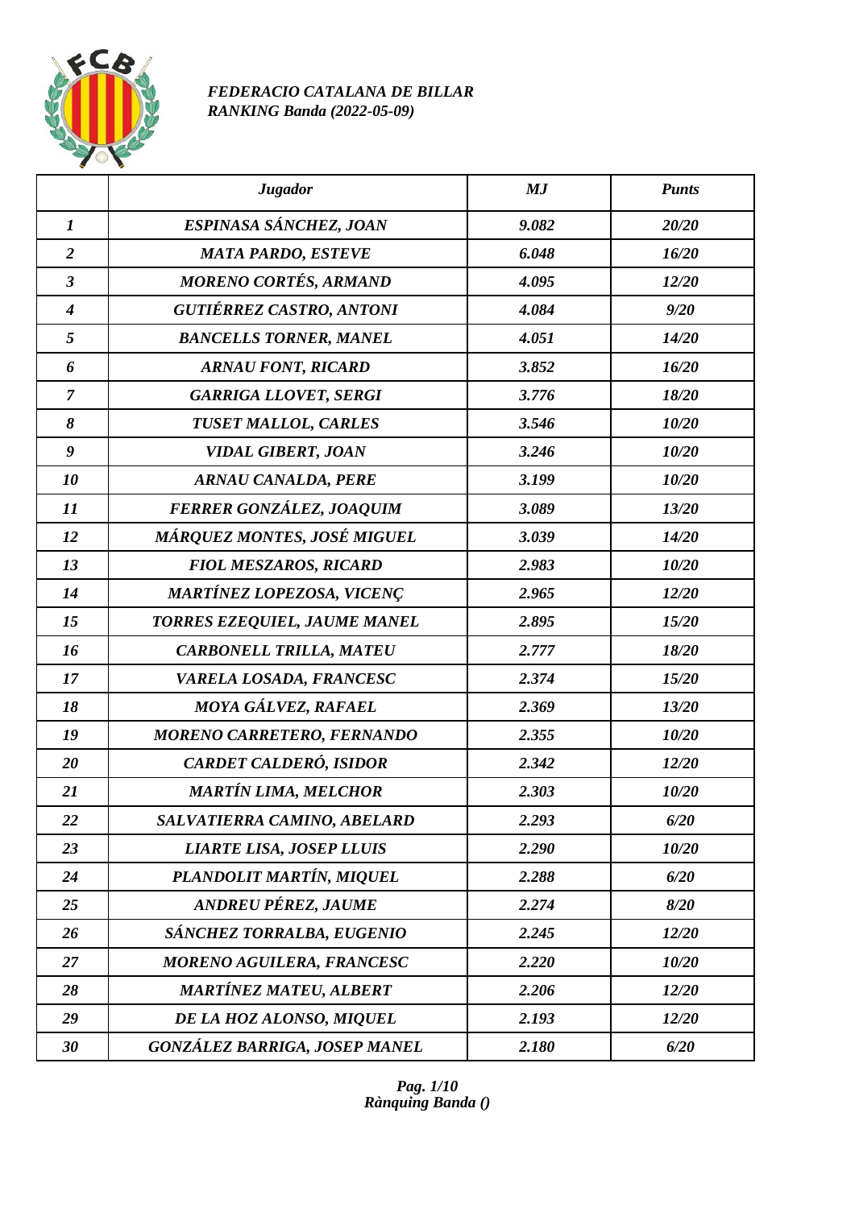*FEDERACIO CATALANA DE BILLAR*
*RANKING Banda (2022-05-09)*

| | Jugador | MJ | Punts |
|---|---|---|---|
| 1 | ESPINASA SÁNCHEZ, JOAN | 9.082 | 20/20 |
| 2 | MATA PARDO, ESTEVE | 6.048 | 16/20 |
| 3 | MORENO CORTÉS, ARMAND | 4.095 | 12/20 |
| 4 | GUTIÉRREZ CASTRO, ANTONI | 4.084 | 9/20 |
| 5 | BANCELLS TORNER, MANEL | 4.051 | 14/20 |
| 6 | ARNAU FONT, RICARD | 3.852 | 16/20 |
| 7 | GARRIGA LLOVET, SERGI | 3.776 | 18/20 |
| 8 | TUSET MALLOL, CARLES | 3.546 | 10/20 |
| 9 | VIDAL GIBERT, JOAN | 3.246 | 10/20 |
| 10 | ARNAU CANALDA, PERE | 3.199 | 10/20 |
| 11 | FERRER GONZÁLEZ, JOAQUIM | 3.089 | 13/20 |
| 12 | MÁRQUEZ MONTES, JOSÉ MIGUEL | 3.039 | 14/20 |
| 13 | FIOL MESZAROS, RICARD | 2.983 | 10/20 |
| 14 | MARTÍNEZ LOPEZOSA, VICENÇ | 2.965 | 12/20 |
| 15 | TORRES EZEQUIEL, JAUME MANEL | 2.895 | 15/20 |
| 16 | CARBONELL TRILLA, MATEU | 2.777 | 18/20 |
| 17 | VARELA LOSADA, FRANCESC | 2.374 | 15/20 |
| 18 | MOYA GÁLVEZ, RAFAEL | 2.369 | 13/20 |
| 19 | MORENO CARRETERO, FERNANDO | 2.355 | 10/20 |
| 20 | CARDET CALDERÓ, ISIDOR | 2.342 | 12/20 |
| 21 | MARTÍN LIMA, MELCHOR | 2.303 | 10/20 |
| 22 | SALVATIERRA CAMINO, ABELARD | 2.293 | 6/20 |
| 23 | LIARTE LISA, JOSEP LLUIS | 2.290 | 10/20 |
| 24 | PLANDOLIT MARTÍN, MIQUEL | 2.288 | 6/20 |
| 25 | ANDREU PÉREZ, JAUME | 2.274 | 8/20 |
| 26 | SÁNCHEZ TORRALBA, EUGENIO | 2.245 | 12/20 |
| 27 | MORENO AGUILERA, FRANCESC | 2.220 | 10/20 |
| 28 | MARTÍNEZ MATEU, ALBERT | 2.206 | 12/20 |
| 29 | DE LA HOZ ALONSO, MIQUEL | 2.193 | 12/20 |
| 30 | GONZÁLEZ BARRIGA, JOSEP MANEL | 2.180 | 6/20 |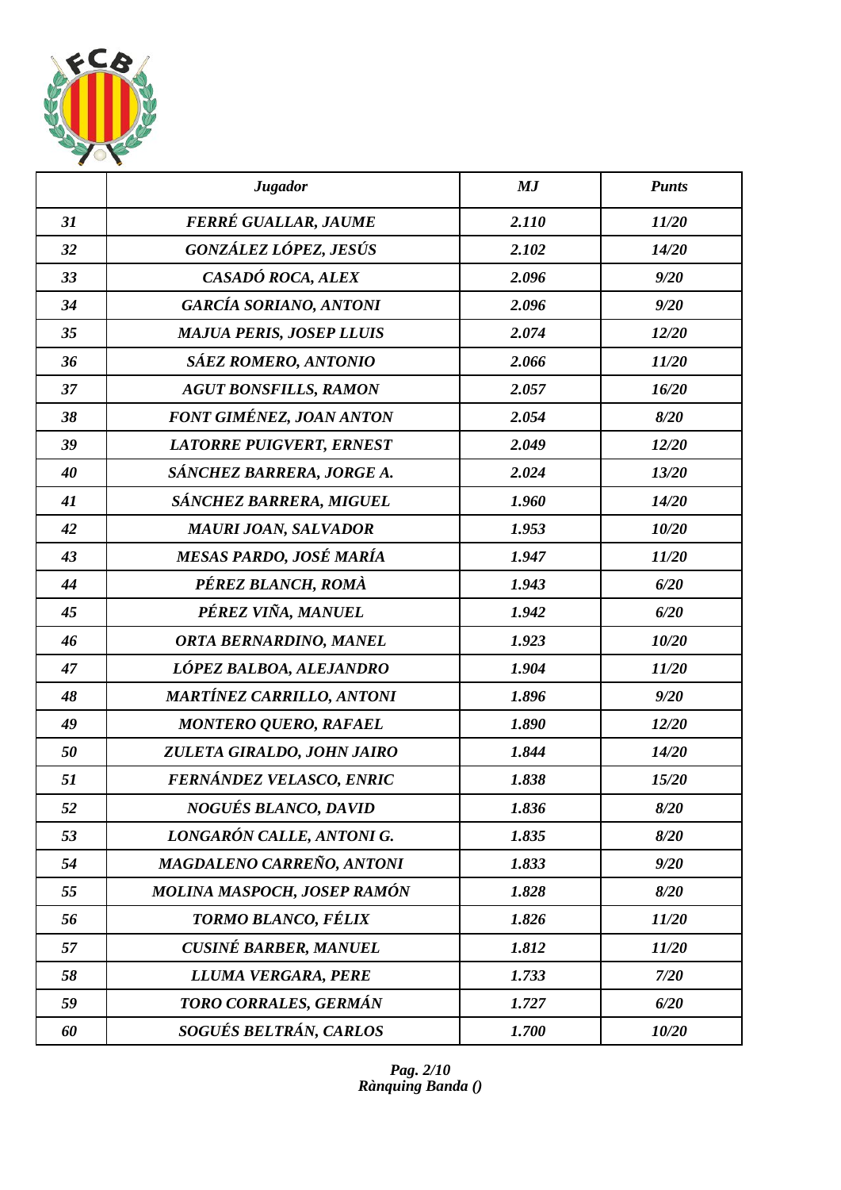| | *Jugador* | *MJ* | *Punts* |
|---|---|---|---|
| *31* | *FERRÉ GUALLAR, JAUME* | *2.110* | *11/20* |
| *32* | *GONZÁLEZ LÓPEZ, JESÚS* | *2.102* | *14/20* |
| *33* | *CASADÓ ROCA, ALEX* | *2.096* | *9/20* |
| *34* | *GARCÍA SORIANO, ANTONI* | *2.096* | *9/20* |
| *35* | *MAJUA PERIS, JOSEP LLUIS* | *2.074* | *12/20* |
| *36* | *SÁEZ ROMERO, ANTONIO* | *2.066* | *11/20* |
| *37* | *AGUT BONSFILLS, RAMON* | *2.057* | *16/20* |
| *38* | *FONT GIMÉNEZ, JOAN ANTON* | *2.054* | *8/20* |
| *39* | *LATORRE PUIGVERT, ERNEST* | *2.049* | *12/20* |
| *40* | *SÁNCHEZ BARRERA, JORGE A.* | *2.024* | *13/20* |
| *41* | *SÁNCHEZ BARRERA, MIGUEL* | *1.960* | *14/20* |
| *42* | *MAURI JOAN, SALVADOR* | *1.953* | *10/20* |
| *43* | *MESAS PARDO, JOSÉ MARÍA* | *1.947* | *11/20* |
| *44* | *PÉREZ BLANCH, ROMÀ* | *1.943* | *6/20* |
| *45* | *PÉREZ VIÑA, MANUEL* | *1.942* | *6/20* |
| *46* | *ORTA BERNARDINO, MANEL* | *1.923* | *10/20* |
| *47* | *LÓPEZ BALBOA, ALEJANDRO* | *1.904* | *11/20* |
| *48* | *MARTÍNEZ CARRILLO, ANTONI* | *1.896* | *9/20* |
| *49* | *MONTERO QUERO, RAFAEL* | *1.890* | *12/20* |
| *50* | *ZULETA GIRALDO, JOHN JAIRO* | *1.844* | *14/20* |
| *51* | *FERNÁNDEZ VELASCO, ENRIC* | *1.838* | *15/20* |
| *52* | *NOGUÉS BLANCO, DAVID* | *1.836* | *8/20* |
| *53* | *LONGARÓN CALLE, ANTONI G.* | *1.835* | *8/20* |
| *54* | *MAGDALENO CARREÑO, ANTONI* | *1.833* | *9/20* |
| *55* | *MOLINA MASPOCH, JOSEP RAMÓN* | *1.828* | *8/20* |
| *56* | *TORMO BLANCO, FÉLIX* | *1.826* | *11/20* |
| *57* | *CUSINÉ BARBER, MANUEL* | *1.812* | *11/20* |
| *58* | *LLUMA VERGARA, PERE* | *1.733* | *7/20* |
| *59* | *TORO CORRALES, GERMÁN* | *1.727* | *6/20* |
| *60* | *SOGUÉS BELTRÁN, CARLOS* | *1.700* | *10/20* |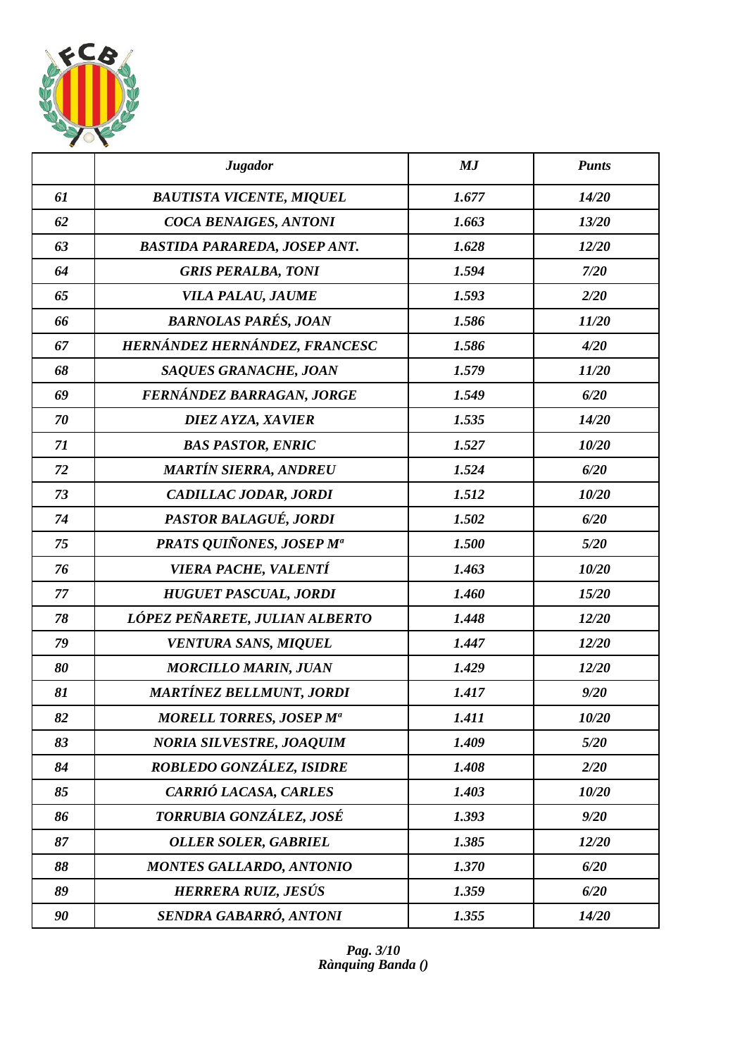| | *Jugador* | *MJ* | *Punts* |
|---|---|---|---|
| *61* | *BAUTISTA VICENTE, MIQUEL* | *1.677* | *14/20* |
| *62* | *COCA BENAIGES, ANTONI* | *1.663* | *13/20* |
| *63* | *BASTIDA PARAREDA, JOSEP ANT.* | *1.628* | *12/20* |
| *64* | *GRIS PERALBA, TONI* | *1.594* | *7/20* |
| *65* | *VILA PALAU, JAUME* | *1.593* | *2/20* |
| *66* | *BARNOLAS PARÉS, JOAN* | *1.586* | *11/20* |
| *67* | *HERNÁNDEZ HERNÁNDEZ, FRANCESC* | *1.586* | *4/20* |
| *68* | *SAQUES GRANACHE, JOAN* | *1.579* | *11/20* |
| *69* | *FERNÁNDEZ BARRAGAN, JORGE* | *1.549* | *6/20* |
| *70* | *DIEZ AYZA, XAVIER* | *1.535* | *14/20* |
| *71* | *BAS PASTOR, ENRIC* | *1.527* | *10/20* |
| *72* | *MARTÍN SIERRA, ANDREU* | *1.524* | *6/20* |
| *73* | *CADILLAC JODAR, JORDI* | *1.512* | *10/20* |
| *74* | *PASTOR BALAGUÉ, JORDI* | *1.502* | *6/20* |
| *75* | *PRATS QUIÑONES, JOSEP Mª* | *1.500* | *5/20* |
| *76* | *VIERA PACHE, VALENTÍ* | *1.463* | *10/20* |
| *77* | *HUGUET PASCUAL, JORDI* | *1.460* | *15/20* |
| *78* | *LÓPEZ PEÑARETE, JULIAN ALBERTO* | *1.448* | *12/20* |
| *79* | *VENTURA SANS, MIQUEL* | *1.447* | *12/20* |
| *80* | *MORCILLO MARIN, JUAN* | *1.429* | *12/20* |
| *81* | *MARTÍNEZ BELLMUNT, JORDI* | *1.417* | *9/20* |
| *82* | *MORELL TORRES, JOSEP Mª* | *1.411* | *10/20* |
| *83* | *NORIA SILVESTRE, JOAQUIM* | *1.409* | *5/20* |
| *84* | *ROBLEDO GONZÁLEZ, ISIDRE* | *1.408* | *2/20* |
| *85* | *CARRIÓ LACASA, CARLES* | *1.403* | *10/20* |
| *86* | *TORRUBIA GONZÁLEZ, JOSÉ* | *1.393* | *9/20* |
| *87* | *OLLER SOLER, GABRIEL* | *1.385* | *12/20* |
| *88* | *MONTES GALLARDO, ANTONIO* | *1.370* | *6/20* |
| *89* | *HERRERA RUIZ, JESÚS* | *1.359* | *6/20* |
| *90* | *SENDRA GABARRÓ, ANTONI* | *1.355* | *14/20* |

*Rànquing Banda ()*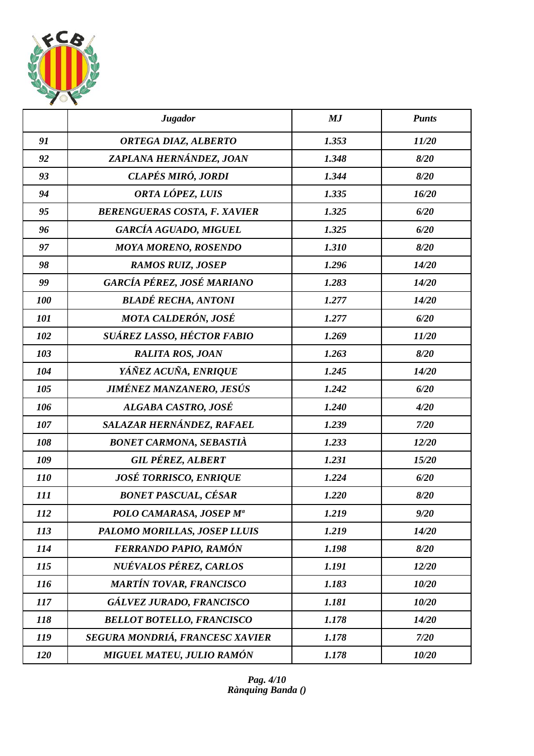| | *Jugador* | *MJ* | *Punts* |
|---|---|---|---|
| *91* | *ORTEGA DIAZ, ALBERTO* | *1.353* | *11/20* |
| *92* | *ZAPLANA HERNÁNDEZ, JOAN* | *1.348* | *8/20* |
| *93* | *CLAPÉS MIRÓ, JORDI* | *1.344* | *8/20* |
| *94* | *ORTA LÓPEZ, LUIS* | *1.335* | *16/20* |
| *95* | *BERENGUERAS COSTA, F. XAVIER* | *1.325* | *6/20* |
| *96* | *GARCÍA AGUADO, MIGUEL* | *1.325* | *6/20* |
| *97* | *MOYA MORENO, ROSENDO* | *1.310* | *8/20* |
| *98* | *RAMOS RUIZ, JOSEP* | *1.296* | *14/20* |
| *99* | *GARCÍA PÉREZ, JOSÉ MARIANO* | *1.283* | *14/20* |
| *100* | *BLADÉ RECHA, ANTONI* | *1.277* | *14/20* |
| *101* | *MOTA CALDERÓN, JOSÉ* | *1.277* | *6/20* |
| *102* | *SUÁREZ LASSO, HÉCTOR FABIO* | *1.269* | *11/20* |
| *103* | *RALITA ROS, JOAN* | *1.263* | *8/20* |
| *104* | *YÁÑEZ ACUÑA, ENRIQUE* | *1.245* | *14/20* |
| *105* | *JIMÉNEZ MANZANERO, JESÚS* | *1.242* | *6/20* |
| *106* | *ALGABA CASTRO, JOSÉ* | *1.240* | *4/20* |
| *107* | *SALAZAR HERNÁNDEZ, RAFAEL* | *1.239* | *7/20* |
| *108* | *BONET CARMONA, SEBASTIÀ* | *1.233* | *12/20* |
| *109* | *GIL PÉREZ, ALBERT* | *1.231* | *15/20* |
| *110* | *JOSÉ TORRISCO, ENRIQUE* | *1.224* | *6/20* |
| *111* | *BONET PASCUAL, CÉSAR* | *1.220* | *8/20* |
| *112* | *POLO CAMARASA, JOSEP Mª* | *1.219* | *9/20* |
| *113* | *PALOMO MORILLAS, JOSEP LLUIS* | *1.219* | *14/20* |
| *114* | *FERRANDO PAPIO, RAMÓN* | *1.198* | *8/20* |
| *115* | *NUÉVALOS PÉREZ, CARLOS* | *1.191* | *12/20* |
| *116* | *MARTÍN TOVAR, FRANCISCO* | *1.183* | *10/20* |
| *117* | *GÁLVEZ JURADO, FRANCISCO* | *1.181* | *10/20* |
| *118* | *BELLOT BOTELLO, FRANCISCO* | *1.178* | *14/20* |
| *119* | *SEGURA MONDRIÁ, FRANCESC XAVIER* | *1.178* | *7/20* |
| *120* | *MIGUEL MATEU, JULIO RAMÓN* | *1.178* | *10/20* |

*Rànquing Banda ()*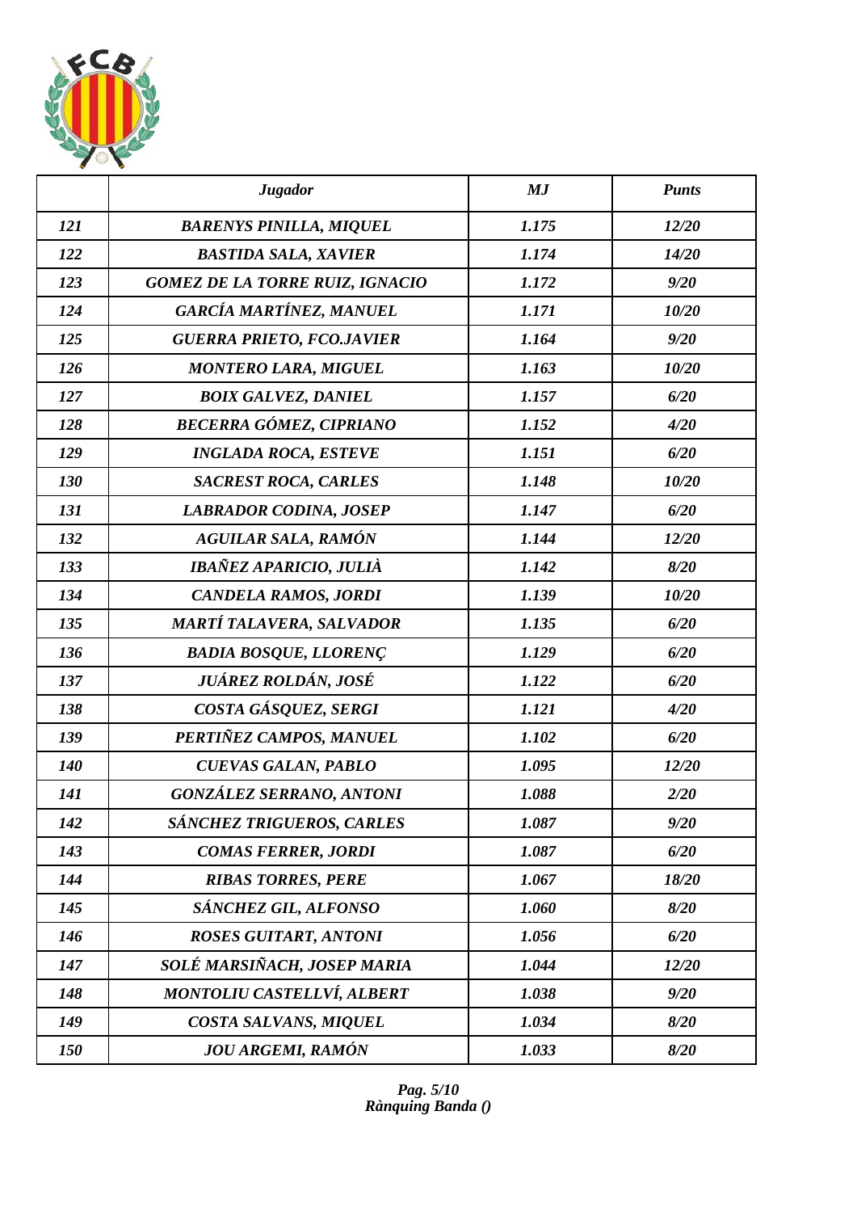| | *Jugador* | *MJ* | *Punts* |
|---|---|---|---|
| *121* | *BARENYS PINILLA, MIQUEL* | *1.175* | *12/20* |
| *122* | *BASTIDA SALA, XAVIER* | *1.174* | *14/20* |
| *123* | *GOMEZ DE LA TORRE RUIZ, IGNACIO* | *1.172* | *9/20* |
| *124* | *GARCÍA MARTÍNEZ, MANUEL* | *1.171* | *10/20* |
| *125* | *GUERRA PRIETO, FCO.JAVIER* | *1.164* | *9/20* |
| *126* | *MONTERO LARA, MIGUEL* | *1.163* | *10/20* |
| *127* | *BOIX GALVEZ, DANIEL* | *1.157* | *6/20* |
| *128* | *BECERRA GÓMEZ, CIPRIANO* | *1.152* | *4/20* |
| *129* | *INGLADA ROCA, ESTEVE* | *1.151* | *6/20* |
| *130* | *SACREST ROCA, CARLES* | *1.148* | *10/20* |
| *131* | *LABRADOR CODINA, JOSEP* | *1.147* | *6/20* |
| *132* | *AGUILAR SALA, RAMÓN* | *1.144* | *12/20* |
| *133* | *IBAÑEZ APARICIO, JULIÀ* | *1.142* | *8/20* |
| *134* | *CANDELA RAMOS, JORDI* | *1.139* | *10/20* |
| *135* | *MARTÍ TALAVERA, SALVADOR* | *1.135* | *6/20* |
| *136* | *BADIA BOSQUE, LLORENÇ* | *1.129* | *6/20* |
| *137* | *JUÁREZ ROLDÁN, JOSÉ* | *1.122* | *6/20* |
| *138* | *COSTA GÁSQUEZ, SERGI* | *1.121* | *4/20* |
| *139* | *PERTIÑEZ CAMPOS, MANUEL* | *1.102* | *6/20* |
| *140* | *CUEVAS GALAN, PABLO* | *1.095* | *12/20* |
| *141* | *GONZÁLEZ SERRANO, ANTONI* | *1.088* | *2/20* |
| *142* | *SÁNCHEZ TRIGUEROS, CARLES* | *1.087* | *9/20* |
| *143* | *COMAS FERRER, JORDI* | *1.087* | *6/20* |
| *144* | *RIBAS TORRES, PERE* | *1.067* | *18/20* |
| *145* | *SÁNCHEZ GIL, ALFONSO* | *1.060* | *8/20* |
| *146* | *ROSES GUITART, ANTONI* | *1.056* | *6/20* |
| *147* | *SOLÉ MARSIÑACH, JOSEP MARIA* | *1.044* | *12/20* |
| *148* | *MONTOLIU CASTELLVÍ, ALBERT* | *1.038* | *9/20* |
| *149* | *COSTA SALVANS, MIQUEL* | *1.034* | *8/20* |
| *150* | *JOU ARGEMI, RAMÓN* | *1.033* | *8/20* |

*Rànquing Banda ()*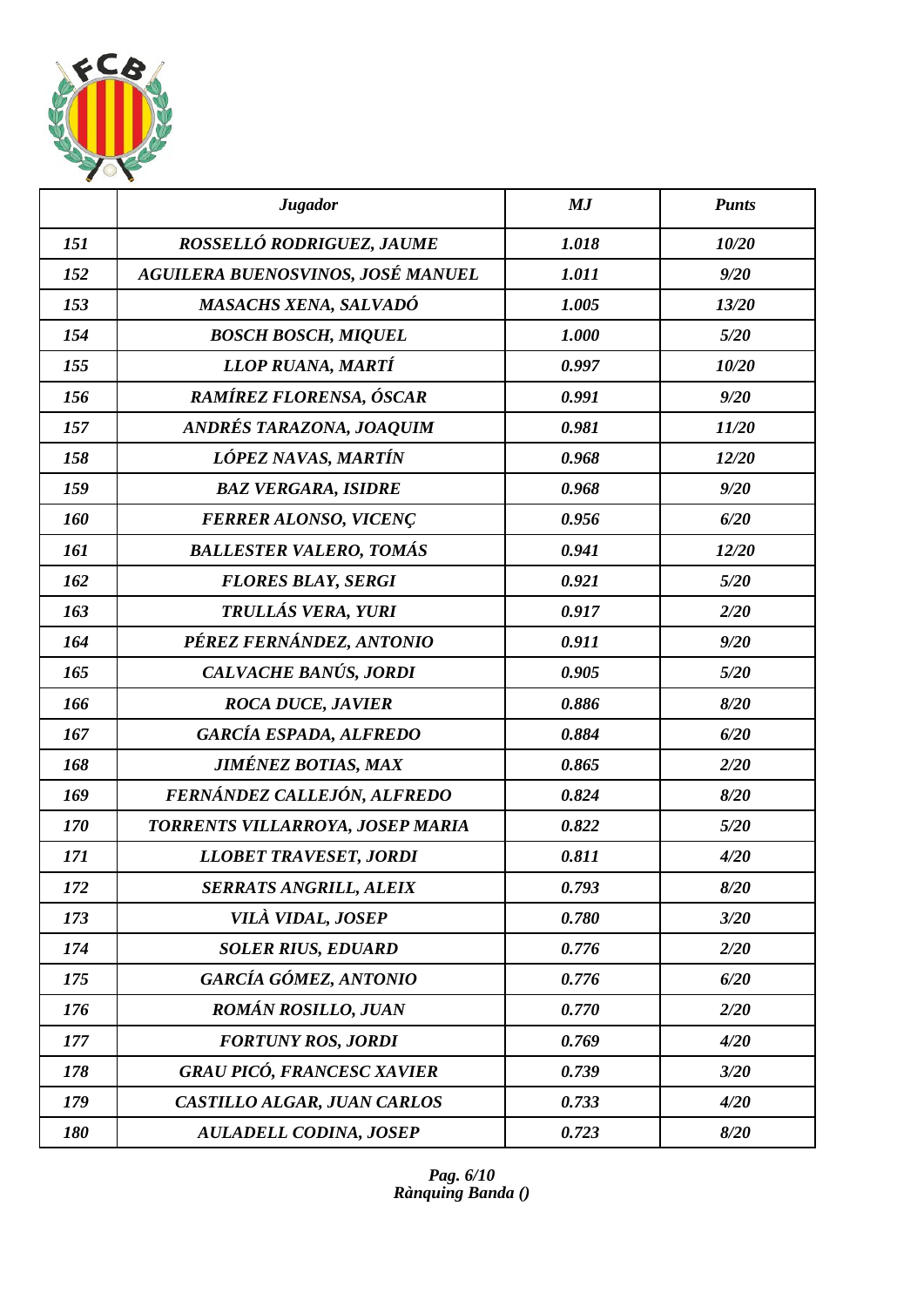| | *Jugador* | *MJ* | *Punts* |
|---|---|---|---|
| *151* | *ROSSELLÓ RODRIGUEZ, JAUME* | *1.018* | *10/20* |
| *152* | *AGUILERA BUENOSVINOS, JOSÉ MANUEL* | *1.011* | *9/20* |
| *153* | *MASACHS XENA, SALVADÓ* | *1.005* | *13/20* |
| *154* | *BOSCH BOSCH, MIQUEL* | *1.000* | *5/20* |
| *155* | *LLOP RUANA, MARTÍ* | *0.997* | *10/20* |
| *156* | *RAMÍREZ FLORENSA, ÓSCAR* | *0.991* | *9/20* |
| *157* | *ANDRÉS TARAZONA, JOAQUIM* | *0.981* | *11/20* |
| *158* | *LÓPEZ NAVAS, MARTÍN* | *0.968* | *12/20* |
| *159* | *BAZ VERGARA, ISIDRE* | *0.968* | *9/20* |
| *160* | *FERRER ALONSO, VICENÇ* | *0.956* | *6/20* |
| *161* | *BALLESTER VALERO, TOMÁS* | *0.941* | *12/20* |
| *162* | *FLORES BLAY, SERGI* | *0.921* | *5/20* |
| *163* | *TRULLÁS VERA, YURI* | *0.917* | *2/20* |
| *164* | *PÉREZ FERNÁNDEZ, ANTONIO* | *0.911* | *9/20* |
| *165* | *CALVACHE BANÚS, JORDI* | *0.905* | *5/20* |
| *166* | *ROCA DUCE, JAVIER* | *0.886* | *8/20* |
| *167* | *GARCÍA ESPADA, ALFREDO* | *0.884* | *6/20* |
| *168* | *JIMÉNEZ BOTIAS, MAX* | *0.865* | *2/20* |
| *169* | *FERNÁNDEZ CALLEJÓN, ALFREDO* | *0.824* | *8/20* |
| *170* | *TORRENTS VILLARROYA, JOSEP MARIA* | *0.822* | *5/20* |
| *171* | *LLOBET TRAVESET, JORDI* | *0.811* | *4/20* |
| *172* | *SERRATS ANGRILL, ALEIX* | *0.793* | *8/20* |
| *173* | *VILÀ VIDAL, JOSEP* | *0.780* | *3/20* |
| *174* | *SOLER RIUS, EDUARD* | *0.776* | *2/20* |
| *175* | *GARCÍA GÓMEZ, ANTONIO* | *0.776* | *6/20* |
| *176* | *ROMÁN ROSILLO, JUAN* | *0.770* | *2/20* |
| *177* | *FORTUNY ROS, JORDI* | *0.769* | *4/20* |
| *178* | *GRAU PICÓ, FRANCESC XAVIER* | *0.739* | *3/20* |
| *179* | *CASTILLO ALGAR, JUAN CARLOS* | *0.733* | *4/20* |
| *180* | *AULADELL CODINA, JOSEP* | *0.723* | *8/20* |

*Rànquing Banda ()*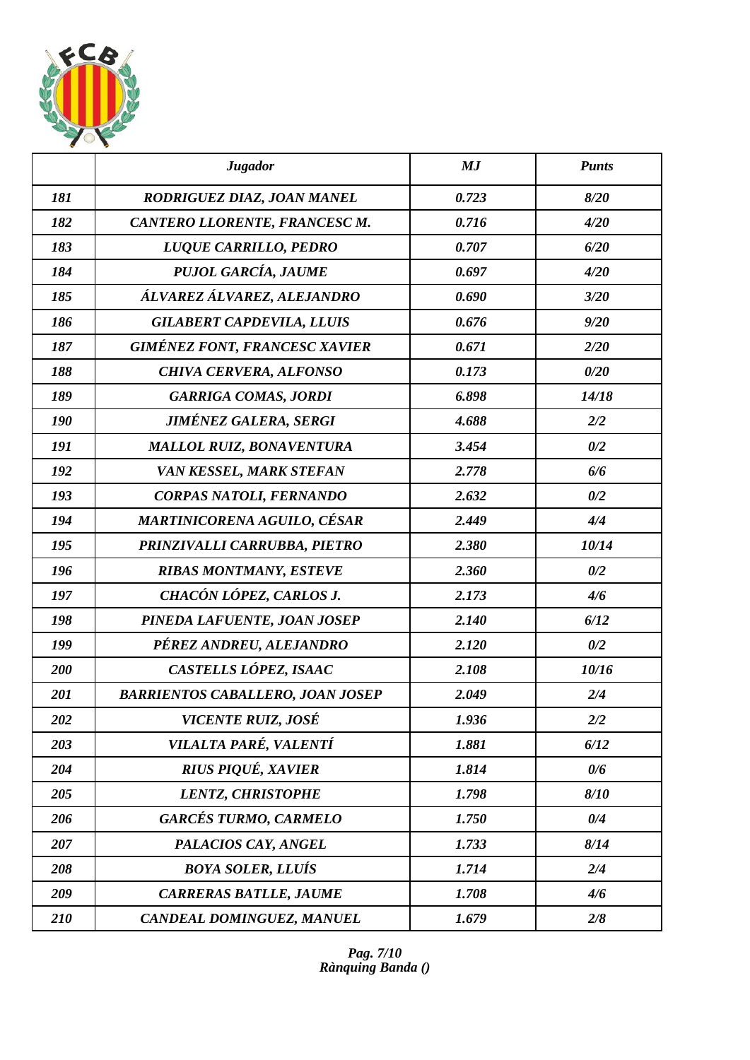| | *Jugador* | *MJ* | *Punts* |
|---|---|---|---|
| *181* | *RODRIGUEZ DIAZ, JOAN MANEL* | *0.723* | *8/20* |
| *182* | *CANTERO LLORENTE, FRANCESC M.* | *0.716* | *4/20* |
| *183* | *LUQUE CARRILLO, PEDRO* | *0.707* | *6/20* |
| *184* | *PUJOL GARCÍA, JAUME* | *0.697* | *4/20* |
| *185* | *ÁLVAREZ ÁLVAREZ, ALEJANDRO* | *0.690* | *3/20* |
| *186* | *GILABERT CAPDEVILA, LLUIS* | *0.676* | *9/20* |
| *187* | *GIMÉNEZ FONT, FRANCESC XAVIER* | *0.671* | *2/20* |
| *188* | *CHIVA CERVERA, ALFONSO* | *0.173* | *0/20* |
| *189* | *GARRIGA COMAS, JORDI* | *6.898* | *14/18* |
| *190* | *JIMÉNEZ GALERA, SERGI* | *4.688* | *2/2* |
| *191* | *MALLOL RUIZ, BONAVENTURA* | *3.454* | *0/2* |
| *192* | *VAN KESSEL, MARK STEFAN* | *2.778* | *6/6* |
| *193* | *CORPAS NATOLI, FERNANDO* | *2.632* | *0/2* |
| *194* | *MARTINICORENA AGUILO, CÉSAR* | *2.449* | *4/4* |
| *195* | *PRINZIVALLI CARRUBBA, PIETRO* | *2.380* | *10/14* |
| *196* | *RIBAS MONTMANY, ESTEVE* | *2.360* | *0/2* |
| *197* | *CHACÓN LÓPEZ, CARLOS J.* | *2.173* | *4/6* |
| *198* | *PINEDA LAFUENTE, JOAN JOSEP* | *2.140* | *6/12* |
| *199* | *PÉREZ ANDREU, ALEJANDRO* | *2.120* | *0/2* |
| *200* | *CASTELLS LÓPEZ, ISAAC* | *2.108* | *10/16* |
| *201* | *BARRIENTOS CABALLERO, JOAN JOSEP* | *2.049* | *2/4* |
| *202* | *VICENTE RUIZ, JOSÉ* | *1.936* | *2/2* |
| *203* | *VILALTA PARÉ, VALENTÍ* | *1.881* | *6/12* |
| *204* | *RIUS PIQUÉ, XAVIER* | *1.814* | *0/6* |
| *205* | *LENTZ, CHRISTOPHE* | *1.798* | *8/10* |
| *206* | *GARCÉS TURMO, CARMELO* | *1.750* | *0/4* |
| *207* | *PALACIOS CAY, ANGEL* | *1.733* | *8/14* |
| *208* | *BOYA SOLER, LLUÍS* | *1.714* | *2/4* |
| *209* | *CARRERAS BATLLE, JAUME* | *1.708* | *4/6* |
| *210* | *CANDEAL DOMINGUEZ, MANUEL* | *1.679* | *2/8* |

*Rànquing Banda ()*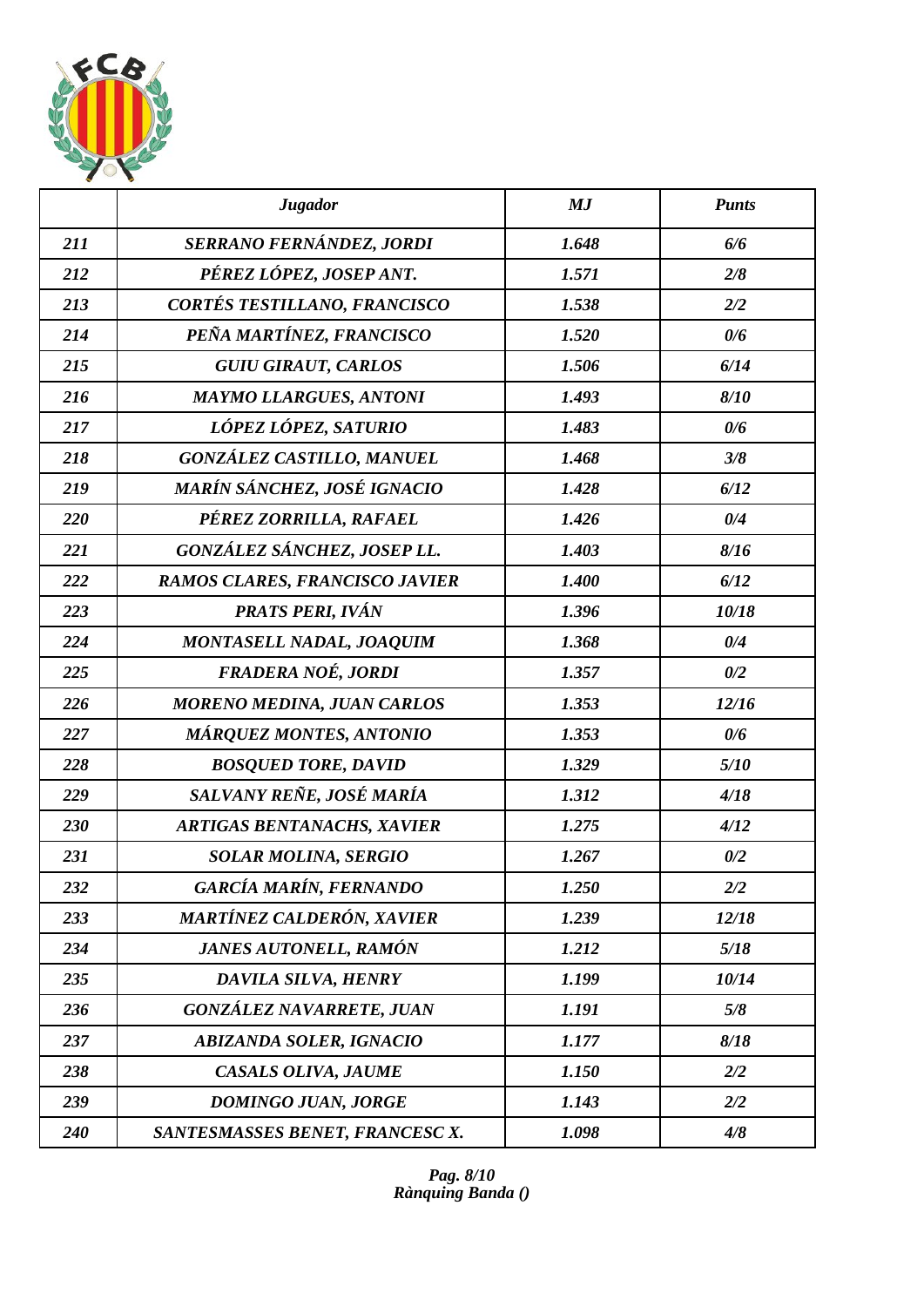| | Jugador | MJ | Punts |
|---|---|---|---|
| 211 | SERRANO FERNÁNDEZ, JORDI | 1.648 | 6/6 |
| 212 | PÉREZ LÓPEZ, JOSEP ANT. | 1.571 | 2/8 |
| 213 | CORTÉS TESTILLANO, FRANCISCO | 1.538 | 2/2 |
| 214 | PEÑA MARTÍNEZ, FRANCISCO | 1.520 | 0/6 |
| 215 | GUIU GIRAUT, CARLOS | 1.506 | 6/14 |
| 216 | MAYMO LLARGUES, ANTONI | 1.493 | 8/10 |
| 217 | LÓPEZ LÓPEZ, SATURIO | 1.483 | 0/6 |
| 218 | GONZÁLEZ CASTILLO, MANUEL | 1.468 | 3/8 |
| 219 | MARÍN SÁNCHEZ, JOSÉ IGNACIO | 1.428 | 6/12 |
| 220 | PÉREZ ZORRILLA, RAFAEL | 1.426 | 0/4 |
| 221 | GONZÁLEZ SÁNCHEZ, JOSEP LL. | 1.403 | 8/16 |
| 222 | RAMOS CLARES, FRANCISCO JAVIER | 1.400 | 6/12 |
| 223 | PRATS PERI, IVÁN | 1.396 | 10/18 |
| 224 | MONTASELL NADAL, JOAQUIM | 1.368 | 0/4 |
| 225 | FRADERA NOÉ, JORDI | 1.357 | 0/2 |
| 226 | MORENO MEDINA, JUAN CARLOS | 1.353 | 12/16 |
| 227 | MÁRQUEZ MONTES, ANTONIO | 1.353 | 0/6 |
| 228 | BOSQUED TORE, DAVID | 1.329 | 5/10 |
| 229 | SALVANY REÑE, JOSÉ MARÍA | 1.312 | 4/18 |
| 230 | ARTIGAS BENTANACHS, XAVIER | 1.275 | 4/12 |
| 231 | SOLAR MOLINA, SERGIO | 1.267 | 0/2 |
| 232 | GARCÍA MARÍN, FERNANDO | 1.250 | 2/2 |
| 233 | MARTÍNEZ CALDERÓN, XAVIER | 1.239 | 12/18 |
| 234 | JANES AUTONELL, RAMÓN | 1.212 | 5/18 |
| 235 | DAVILA SILVA, HENRY | 1.199 | 10/14 |
| 236 | GONZÁLEZ NAVARRETE, JUAN | 1.191 | 5/8 |
| 237 | ABIZANDA SOLER, IGNACIO | 1.177 | 8/18 |
| 238 | CASALS OLIVA, JAUME | 1.150 | 2/2 |
| 239 | DOMINGO JUAN, JORGE | 1.143 | 2/2 |
| 240 | SANTESMASSES BENET, FRANCESC X. | 1.098 | 4/8 |

Rànquing Banda ()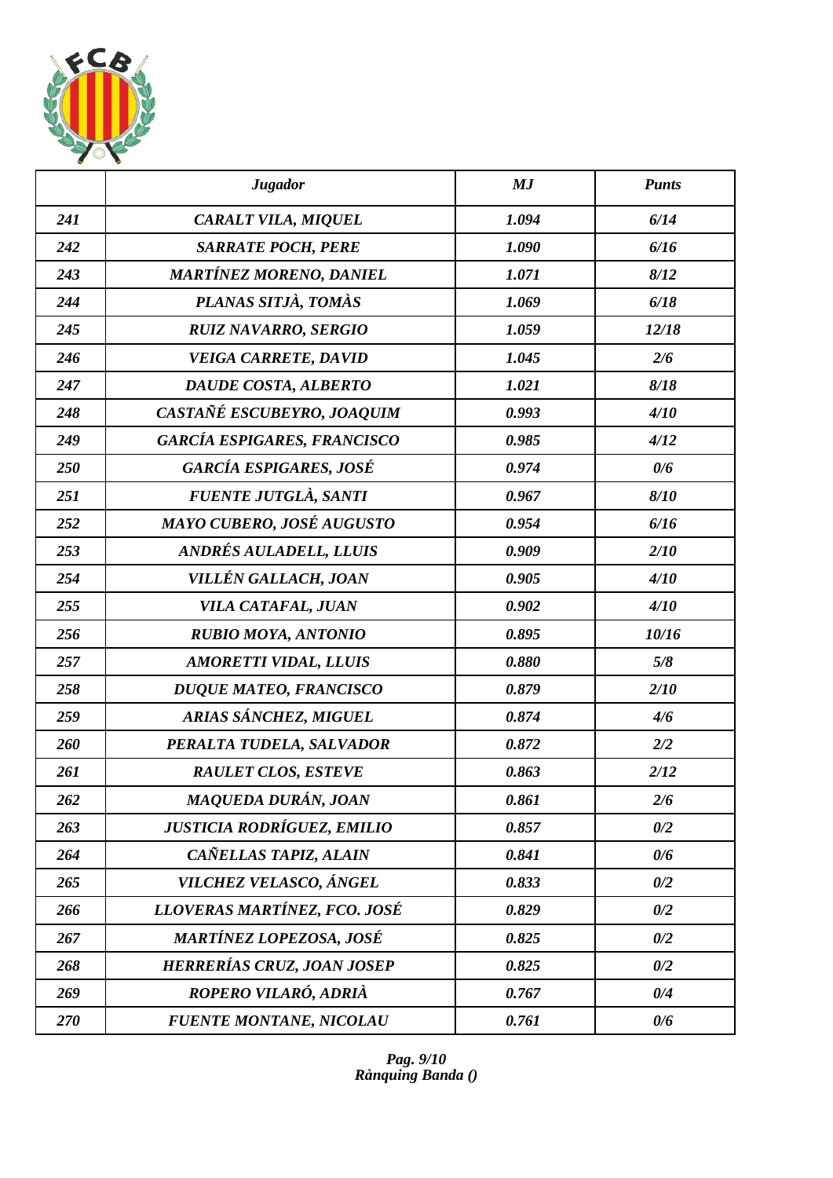| | *Jugador* | *MJ* | *Punts* |
|---|---|---|---|
| *241* | *CARALT VILA, MIQUEL* | *1.094* | *6/14* |
| *242* | *SARRATE POCH, PERE* | *1.090* | *6/16* |
| *243* | *MARTÍNEZ MORENO, DANIEL* | *1.071* | *8/12* |
| *244* | *PLANAS SITJÀ, TOMÀS* | *1.069* | *6/18* |
| *245* | *RUIZ NAVARRO, SERGIO* | *1.059* | *12/18* |
| *246* | *VEIGA CARRETE, DAVID* | *1.045* | *2/6* |
| *247* | *DAUDE COSTA, ALBERTO* | *1.021* | *8/18* |
| *248* | *CASTAÑÉ ESCUBEYRO, JOAQUIM* | *0.993* | *4/10* |
| *249* | *GARCÍA ESPIGARES, FRANCISCO* | *0.985* | *4/12* |
| *250* | *GARCÍA ESPIGARES, JOSÉ* | *0.974* | *0/6* |
| *251* | *FUENTE JUTGLÀ, SANTI* | *0.967* | *8/10* |
| *252* | *MAYO CUBERO, JOSÉ AUGUSTO* | *0.954* | *6/16* |
| *253* | *ANDRÉS AULADELL, LLUIS* | *0.909* | *2/10* |
| *254* | *VILLÉN GALLACH, JOAN* | *0.905* | *4/10* |
| *255* | *VILA CATAFAL, JUAN* | *0.902* | *4/10* |
| *256* | *RUBIO MOYA, ANTONIO* | *0.895* | *10/16* |
| *257* | *AMORETTI VIDAL, LLUIS* | *0.880* | *5/8* |
| *258* | *DUQUE MATEO, FRANCISCO* | *0.879* | *2/10* |
| *259* | *ARIAS SÁNCHEZ, MIGUEL* | *0.874* | *4/6* |
| *260* | *PERALTA TUDELA, SALVADOR* | *0.872* | *2/2* |
| *261* | *RAULET CLOS, ESTEVE* | *0.863* | *2/12* |
| *262* | *MAQUEDA DURÁN, JOAN* | *0.861* | *2/6* |
| *263* | *JUSTICIA RODRÍGUEZ, EMILIO* | *0.857* | *0/2* |
| *264* | *CAÑELLAS TAPIZ, ALAIN* | *0.841* | *0/6* |
| *265* | *VILCHEZ VELASCO, ÁNGEL* | *0.833* | *0/2* |
| *266* | *LLOVERAS MARTÍNEZ, FCO. JOSÉ* | *0.829* | *0/2* |
| *267* | *MARTÍNEZ LOPEZOSA, JOSÉ* | *0.825* | *0/2* |
| *268* | *HERRERÍAS CRUZ, JOAN JOSEP* | *0.825* | *0/2* |
| *269* | *ROPERO VILARÓ, ADRIÀ* | *0.767* | *0/4* |
| *270* | *FUENTE MONTANE, NICOLAU* | *0.761* | *0/6* |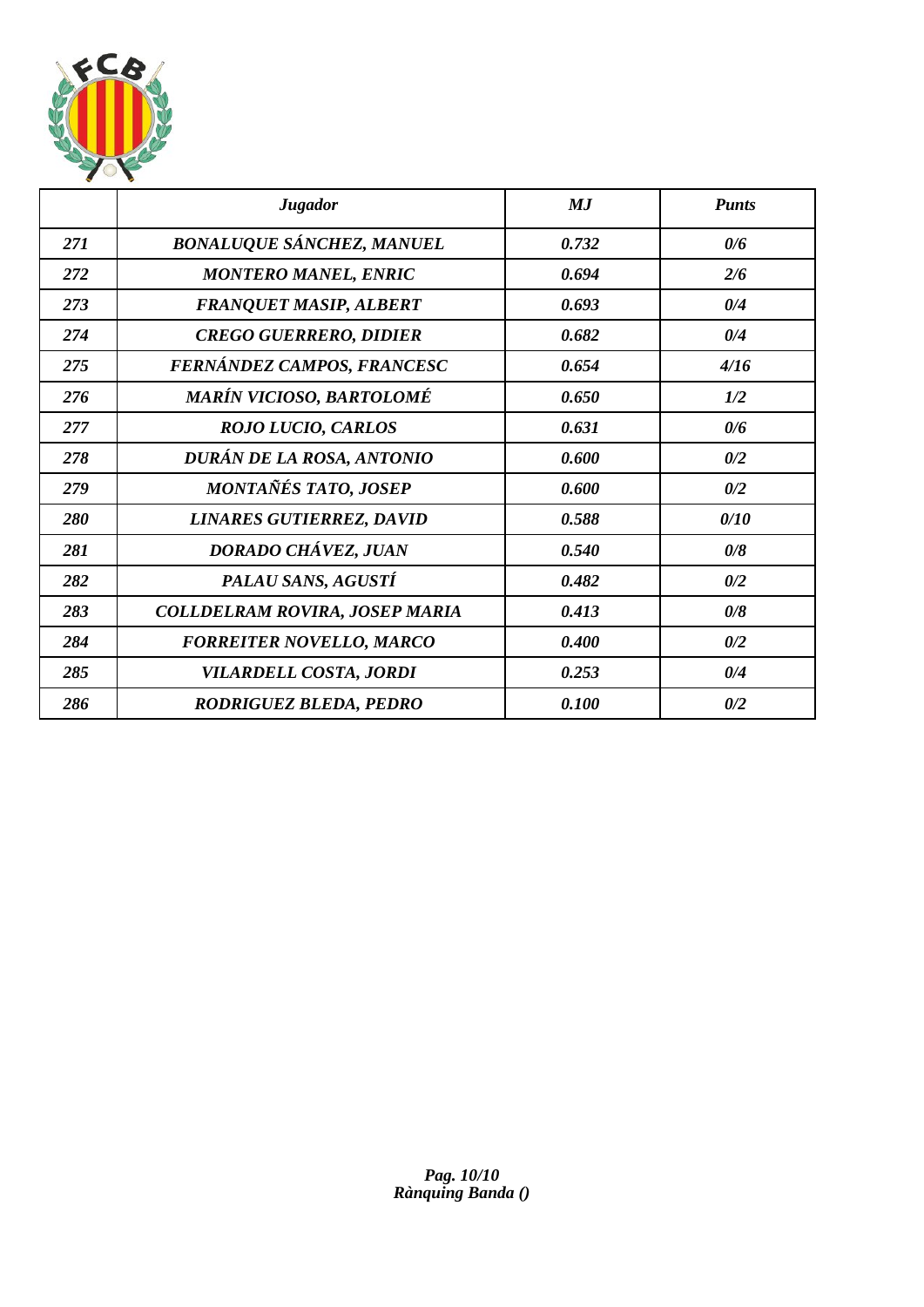| | *Jugador* | *MJ* | *Punts* |
|---|---|---|---|
| *271* | *BONALUQUE SÁNCHEZ, MANUEL* | *0.732* | *0/6* |
| *272* | *MONTERO MANEL, ENRIC* | *0.694* | *2/6* |
| *273* | *FRANQUET MASIP, ALBERT* | *0.693* | *0/4* |
| *274* | *CREGO GUERRERO, DIDIER* | *0.682* | *0/4* |
| *275* | *FERNÁNDEZ CAMPOS, FRANCESC* | *0.654* | *4/16* |
| *276* | *MARÍN VICIOSO, BARTOLOMÉ* | *0.650* | *1/2* |
| *277* | *ROJO LUCIO, CARLOS* | *0.631* | *0/6* |
| *278* | *DURÁN DE LA ROSA, ANTONIO* | *0.600* | *0/2* |
| *279* | *MONTAÑÉS TATO, JOSEP* | *0.600* | *0/2* |
| *280* | *LINARES GUTIERREZ, DAVID* | *0.588* | *0/10* |
| *281* | *DORADO CHÁVEZ, JUAN* | *0.540* | *0/8* |
| *282* | *PALAU SANS, AGUSTÍ* | *0.482* | *0/2* |
| *283* | *COLLDELRAM ROVIRA, JOSEP MARIA* | *0.413* | *0/8* |
| *284* | *FORREITER NOVELLO, MARCO* | *0.400* | *0/2* |
| *285* | *VILARDELL COSTA, JORDI* | *0.253* | *0/4* |
| *286* | *RODRIGUEZ BLEDA, PEDRO* | *0.100* | *0/2* |